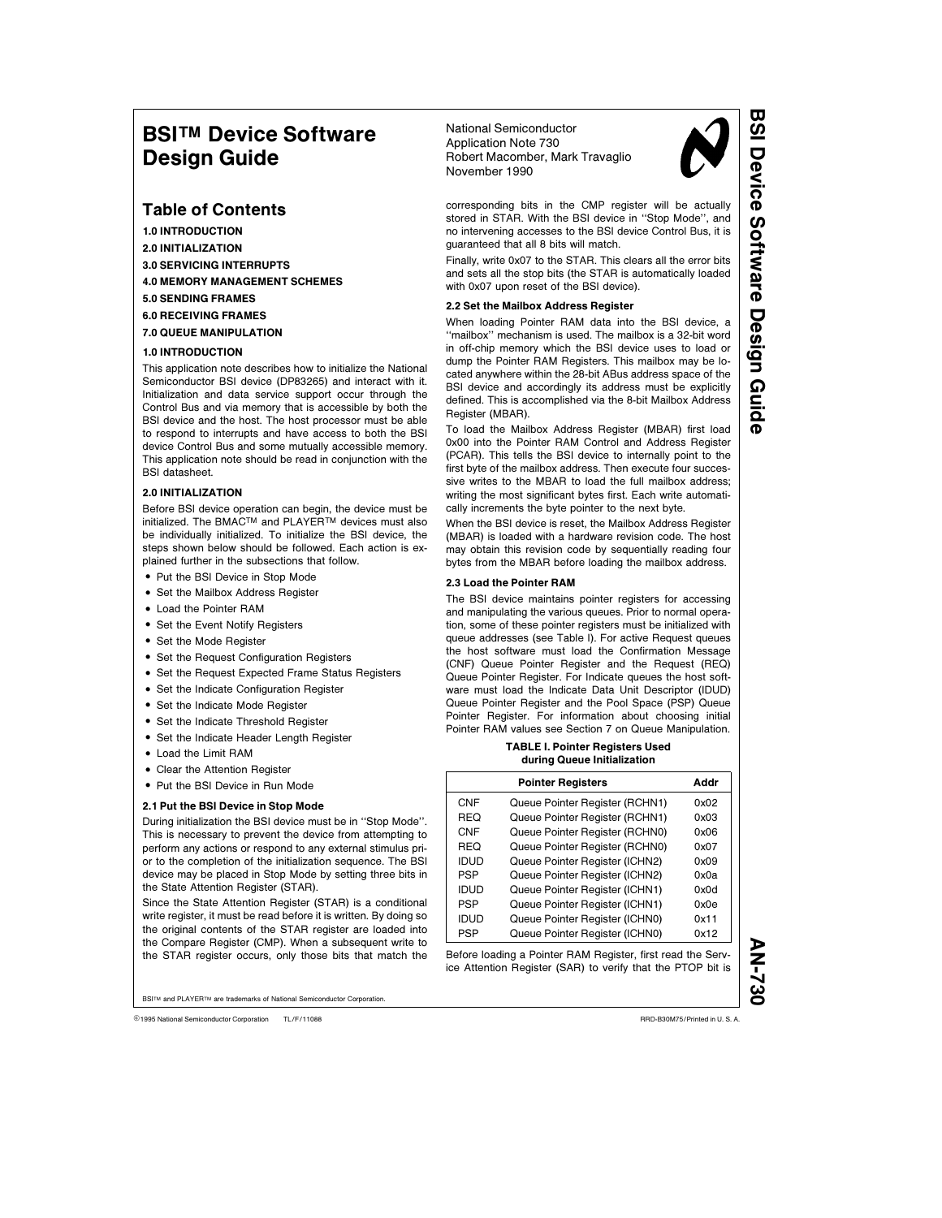# BSI™ Device Software Design Guide

National Semiconductor
Application Note 730
Robert Macomber, Mark Travaglio
November 1990

## Table of Contents

**1.0 INTRODUCTION**

**2.0 INITIALIZATION**

**3.0 SERVICING INTERRUPTS**

**4.0 MEMORY MANAGEMENT SCHEMES**

**5.0 SENDING FRAMES**

**6.0 RECEIVING FRAMES**

**7.0 QUEUE MANIPULATION**

### 1.0 INTRODUCTION

This application note describes how to initialize the National Semiconductor BSI device (DP83265) and interact with it. Initialization and data service support occur through the Control Bus and via memory that is accessible by both the BSI device and the host. The host processor must be able to respond to interrupts and have access to both the BSI device Control Bus and some mutually accessible memory. This application note should be read in conjunction with the BSI datasheet.

### 2.0 INITIALIZATION

Before BSI device operation can begin, the device must be initialized. The BMAC™ and PLAYER™ devices must also be individually initialized. To initialize the BSI device, the steps shown below should be followed. Each action is explained further in the subsections that follow.

- Put the BSI Device in Stop Mode
- Set the Mailbox Address Register
- Load the Pointer RAM
- Set the Event Notify Registers
- Set the Mode Register
- Set the Request Configuration Registers
- Set the Request Expected Frame Status Registers
- Set the Indicate Configuration Register
- Set the Indicate Mode Register
- Set the Indicate Threshold Register
- Set the Indicate Header Length Register
- Load the Limit RAM
- Clear the Attention Register
- Put the BSI Device in Run Mode

#### 2.1 Put the BSI Device in Stop Mode

During initialization the BSI device must be in ''Stop Mode''. This is necessary to prevent the device from attempting to perform any actions or respond to any external stimulus prior to the completion of the initialization sequence. The BSI device may be placed in Stop Mode by setting three bits in the State Attention Register (STAR).

Since the State Attention Register (STAR) is a conditional write register, it must be read before it is written. By doing so the original contents of the STAR register are loaded into the Compare Register (CMP). When a subsequent write to the STAR register occurs, only those bits that match the corresponding bits in the CMP register will be actually stored in STAR. With the BSI device in ''Stop Mode'', and no intervening accesses to the BSI device Control Bus, it is guaranteed that all 8 bits will match.

Finally, write 0x07 to the STAR. This clears all the error bits and sets all the stop bits (the STAR is automatically loaded with 0x07 upon reset of the BSI device).

#### 2.2 Set the Mailbox Address Register

When loading Pointer RAM data into the BSI device, a ''mailbox'' mechanism is used. The mailbox is a 32-bit word in off-chip memory which the BSI device uses to load or dump the Pointer RAM Registers. This mailbox may be located anywhere within the 28-bit ABus address space of the BSI device and accordingly its address must be explicitly defined. This is accomplished via the 8-bit Mailbox Address Register (MBAR).

To load the Mailbox Address Register (MBAR) first load 0x00 into the Pointer RAM Control and Address Register (PCAR). This tells the BSI device to internally point to the first byte of the mailbox address. Then execute four successive writes to the MBAR to load the full mailbox address; writing the most significant bytes first. Each write automatically increments the byte pointer to the next byte.

When the BSI device is reset, the Mailbox Address Register (MBAR) is loaded with a hardware revision code. The host may obtain this revision code by sequentially reading four bytes from the MBAR before loading the mailbox address.

#### 2.3 Load the Pointer RAM

The BSI device maintains pointer registers for accessing and manipulating the various queues. Prior to normal operation, some of these pointer registers must be initialized with queue addresses (see Table I). For active Request queues the host software must load the Confirmation Message (CNF) Queue Pointer Register and the Request (REQ) Queue Pointer Register. For Indicate queues the host software must load the Indicate Data Unit Descriptor (IDUD) Queue Pointer Register and the Pool Space (PSP) Queue Pointer Register. For information about choosing initial Pointer RAM values see Section 7 on Queue Manipulation.

**TABLE I. Pointer Registers Used during Queue Initialization**

| | Pointer Registers | Addr |
|---|---|---|
| CNF | Queue Pointer Register (RCHN1) | 0x02 |
| REQ | Queue Pointer Register (RCHN1) | 0x03 |
| CNF | Queue Pointer Register (RCHN0) | 0x06 |
| REQ | Queue Pointer Register (RCHN0) | 0x07 |
| IDUD | Queue Pointer Register (ICHN2) | 0x09 |
| PSP | Queue Pointer Register (ICHN2) | 0x0a |
| IDUD | Queue Pointer Register (ICHN1) | 0x0d |
| PSP | Queue Pointer Register (ICHN1) | 0x0e |
| IDUD | Queue Pointer Register (ICHN0) | 0x11 |
| PSP | Queue Pointer Register (ICHN0) | 0x12 |

Before loading a Pointer RAM Register, first read the Service Attention Register (SAR) to verify that the PTOP bit is

BSI™ and PLAYER™ are trademarks of National Semiconductor Corporation.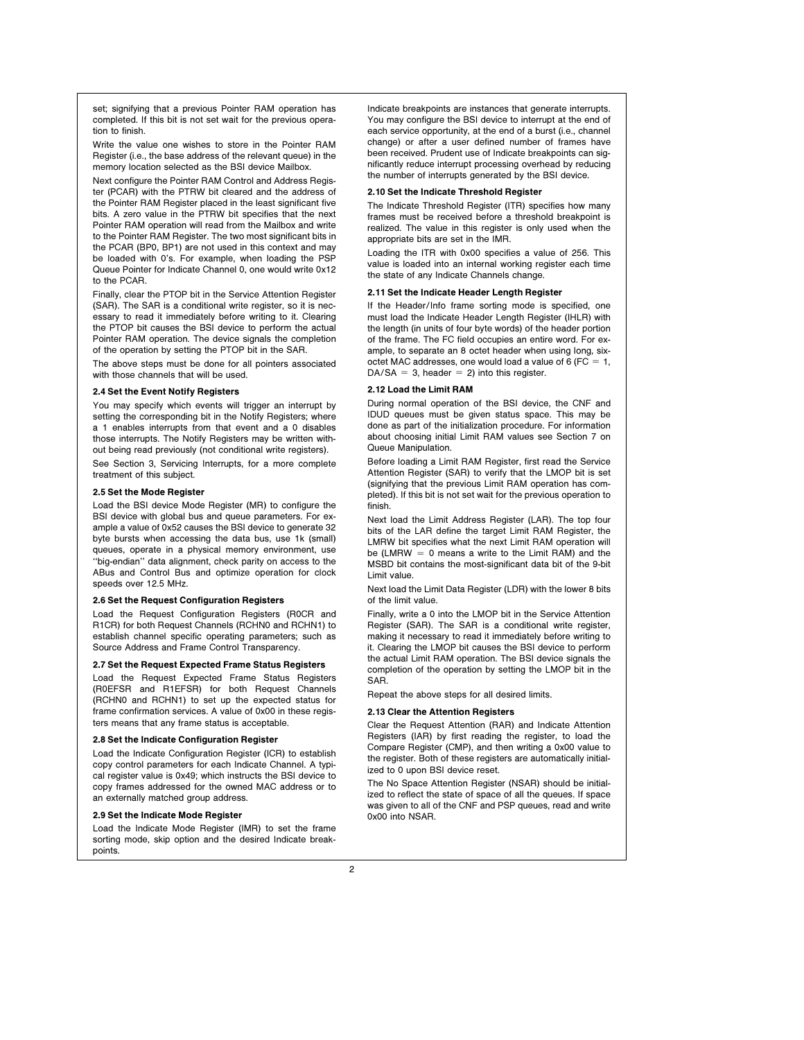set; signifying that a previous Pointer RAM operation has completed. If this bit is not set wait for the previous operation to finish.

Write the value one wishes to store in the Pointer RAM Register (i.e., the base address of the relevant queue) in the memory location selected as the BSI device Mailbox.

Next configure the Pointer RAM Control and Address Register (PCAR) with the PTRW bit cleared and the address of the Pointer RAM Register placed in the least significant five bits. A zero value in the PTRW bit specifies that the next Pointer RAM operation will read from the Mailbox and write to the Pointer RAM Register. The two most significant bits in the PCAR (BP0, BP1) are not used in this context and may be loaded with 0's. For example, when loading the PSP Queue Pointer for Indicate Channel 0, one would write 0x12 to the PCAR.

Finally, clear the PTOP bit in the Service Attention Register (SAR). The SAR is a conditional write register, so it is necessary to read it immediately before writing to it. Clearing the PTOP bit causes the BSI device to perform the actual Pointer RAM operation. The device signals the completion of the operation by setting the PTOP bit in the SAR.

The above steps must be done for all pointers associated with those channels that will be used.

### 2.4 Set the Event Notify Registers

You may specify which events will trigger an interrupt by setting the corresponding bit in the Notify Registers; where a 1 enables interrupts from that event and a 0 disables those interrupts. The Notify Registers may be written without being read previously (not conditional write registers).

See Section 3, Servicing Interrupts, for a more complete treatment of this subject.

### 2.5 Set the Mode Register

Load the BSI device Mode Register (MR) to configure the BSI device with global bus and queue parameters. For example a value of 0x52 causes the BSI device to generate 32 byte bursts when accessing the data bus, use 1k (small) queues, operate in a physical memory environment, use "big-endian" data alignment, check parity on access to the ABus and Control Bus and optimize operation for clock speeds over 12.5 MHz.

### 2.6 Set the Request Configuration Registers

Load the Request Configuration Registers (R0CR and R1CR) for both Request Channels (RCHN0 and RCHN1) to establish channel specific operating parameters; such as Source Address and Frame Control Transparency.

### 2.7 Set the Request Expected Frame Status Registers

Load the Request Expected Frame Status Registers (R0EFSR and R1EFSR) for both Request Channels (RCHN0 and RCHN1) to set up the expected status for frame confirmation services. A value of 0x00 in these registers means that any frame status is acceptable.

### 2.8 Set the Indicate Configuration Register

Load the Indicate Configuration Register (ICR) to establish copy control parameters for each Indicate Channel. A typical register value is 0x49; which instructs the BSI device to copy frames addressed for the owned MAC address or to an externally matched group address.

### 2.9 Set the Indicate Mode Register

Load the Indicate Mode Register (IMR) to set the frame sorting mode, skip option and the desired Indicate breakpoints.

Indicate breakpoints are instances that generate interrupts. You may configure the BSI device to interrupt at the end of each service opportunity, at the end of a burst (i.e., channel change) or after a user defined number of frames have been received. Prudent use of Indicate breakpoints can significantly reduce interrupt processing overhead by reducing the number of interrupts generated by the BSI device.

### 2.10 Set the Indicate Threshold Register

The Indicate Threshold Register (ITR) specifies how many frames must be received before a threshold breakpoint is realized. The value in this register is only used when the appropriate bits are set in the IMR.

Loading the ITR with 0x00 specifies a value of 256. This value is loaded into an internal working register each time the state of any Indicate Channels change.

### 2.11 Set the Indicate Header Length Register

If the Header/Info frame sorting mode is specified, one must load the Indicate Header Length Register (IHLR) with the length (in units of four byte words) of the header portion of the frame. The FC field occupies an entire word. For example, to separate an 8 octet header when using long, six-octet MAC addresses, one would load a value of 6 (FC = 1, DA/SA = 3, header = 2) into this register.

### 2.12 Load the Limit RAM

During normal operation of the BSI device, the CNF and IDUD queues must be given status space. This may be done as part of the initialization procedure. For information about choosing initial Limit RAM values see Section 7 on Queue Manipulation.

Before loading a Limit RAM Register, first read the Service Attention Register (SAR) to verify that the LMOP bit is set (signifying that the previous Limit RAM operation has completed). If this bit is not set wait for the previous operation to finish.

Next load the Limit Address Register (LAR). The top four bits of the LAR define the target Limit RAM Register, the LMRW bit specifies what the next Limit RAM operation will be (LMRW = 0 means a write to the Limit RAM) and the MSBD bit contains the most-significant data bit of the 9-bit Limit value.

Next load the Limit Data Register (LDR) with the lower 8 bits of the limit value.

Finally, write a 0 into the LMOP bit in the Service Attention Register (SAR). The SAR is a conditional write register, making it necessary to read it immediately before writing to it. Clearing the LMOP bit causes the BSI device to perform the actual Limit RAM operation. The BSI device signals the completion of the operation by setting the LMOP bit in the SAR.

Repeat the above steps for all desired limits.

### 2.13 Clear the Attention Registers

Clear the Request Attention (RAR) and Indicate Attention Registers (IAR) by first reading the register, to load the Compare Register (CMP), and then writing a 0x00 value to the register. Both of these registers are automatically initialized to 0 upon BSI device reset.

The No Space Attention Register (NSAR) should be initialized to reflect the state of space of all the queues. If space was given to all of the CNF and PSP queues, read and write 0x00 into NSAR.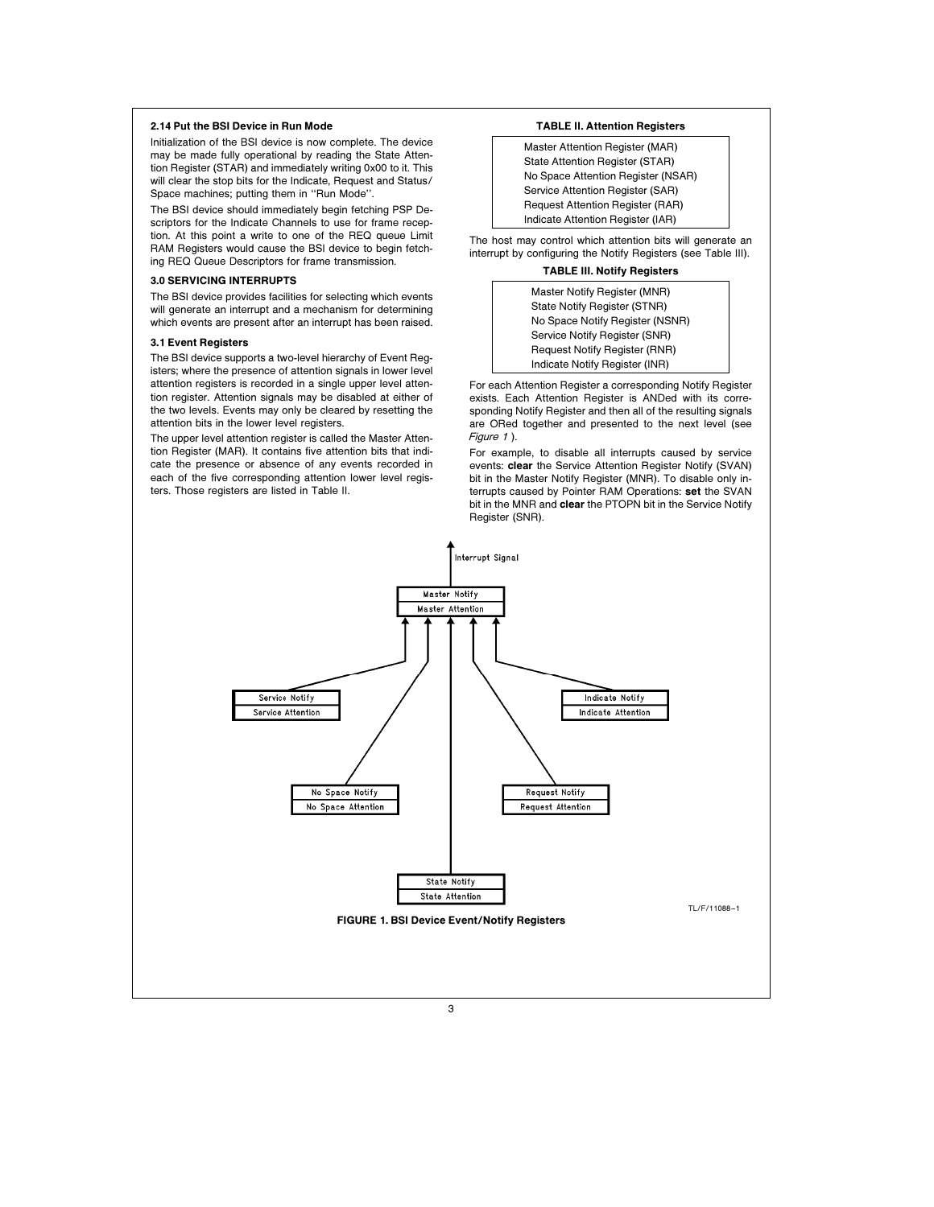### 2.14 Put the BSI Device in Run Mode

Initialization of the BSI device is now complete. The device may be made fully operational by reading the State Attention Register (STAR) and immediately writing 0x00 to it. This will clear the stop bits for the Indicate, Request and Status/Space machines; putting them in ''Run Mode''.

The BSI device should immediately begin fetching PSP Descriptors for the Indicate Channels to use for frame reception. At this point a write to one of the REQ queue Limit RAM Registers would cause the BSI device to begin fetching REQ Queue Descriptors for frame transmission.

## 3.0 SERVICING INTERRUPTS

The BSI device provides facilities for selecting which events will generate an interrupt and a mechanism for determining which events are present after an interrupt has been raised.

### 3.1 Event Registers

The BSI device supports a two-level hierarchy of Event Registers; where the presence of attention signals in lower level attention registers is recorded in a single upper level attention register. Attention signals may be disabled at either of the two levels. Events may only be cleared by resetting the attention bits in the lower level registers.

The upper level attention register is called the Master Attention Register (MAR). It contains five attention bits that indicate the presence or absence of any events recorded in each of the five corresponding attention lower level registers. Those registers are listed in Table II.

**TABLE II. Attention Registers**

| |
|---|
| Master Attention Register (MAR) |
| State Attention Register (STAR) |
| No Space Attention Register (NSAR) |
| Service Attention Register (SAR) |
| Request Attention Register (RAR) |
| Indicate Attention Register (IAR) |

The host may control which attention bits will generate an interrupt by configuring the Notify Registers (see Table III).

**TABLE III. Notify Registers**

| |
|---|
| Master Notify Register (MNR) |
| State Notify Register (STNR) |
| No Space Notify Register (NSNR) |
| Service Notify Register (SNR) |
| Request Notify Register (RNR) |
| Indicate Notify Register (INR) |

For each Attention Register a corresponding Notify Register exists. Each Attention Register is ANDed with its corresponding Notify Register and then all of the resulting signals are ORed together and presented to the next level (see *Figure 1*).

For example, to disable all interrupts caused by service events: **clear** the Service Attention Register Notify (SVAN) bit in the Master Notify Register (MNR). To disable only interrupts caused by Pointer RAM Operations: **set** the SVAN bit in the MNR and **clear** the PTOPN bit in the Service Notify Register (SNR).

Interrupt Signal

Master Notify / Master Attention

Service Notify / Service Attention

Indicate Notify / Indicate Attention

No Space Notify / No Space Attention

Request Notify / Request Attention

State Notify / State Attention

TL/F/11088–1

**FIGURE 1. BSI Device Event/Notify Registers**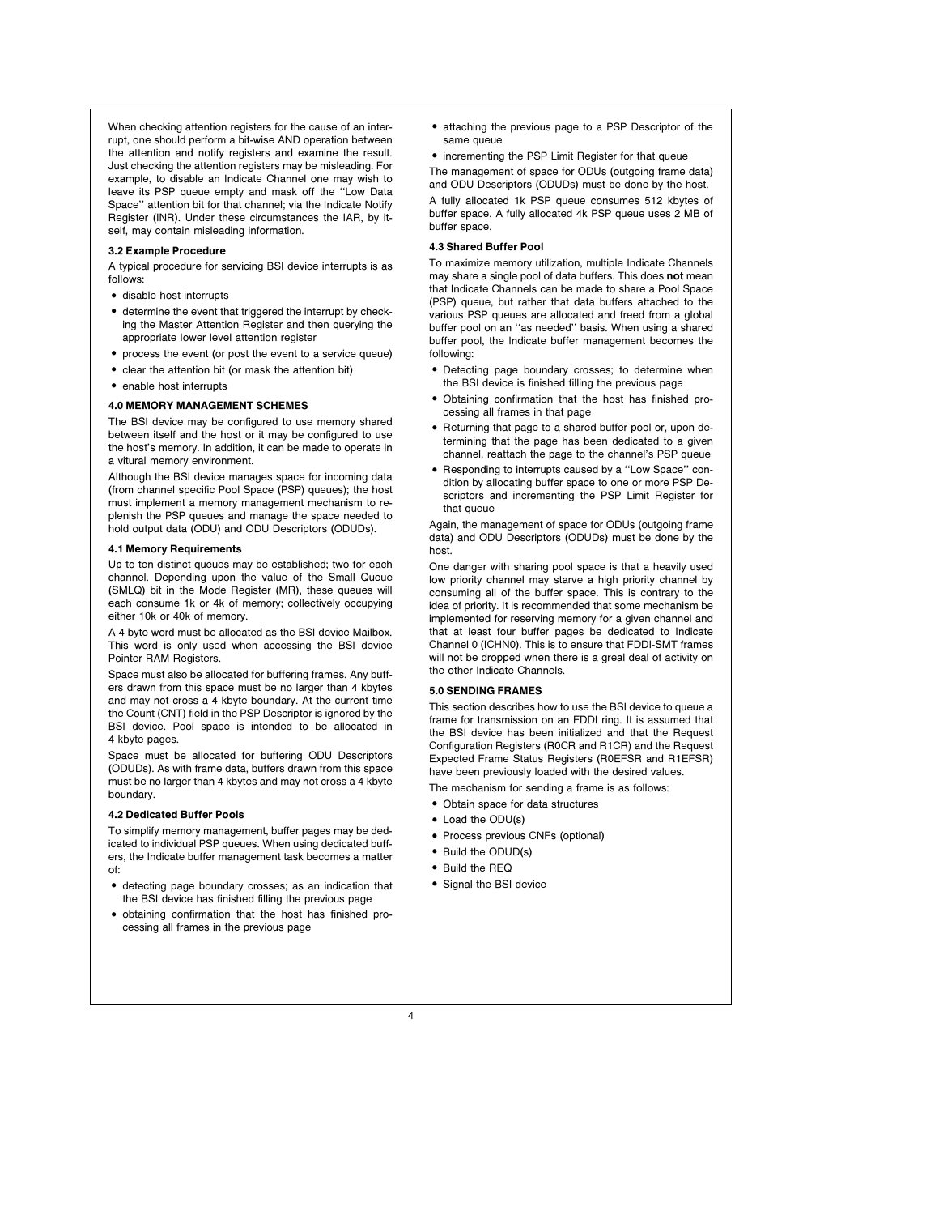When checking attention registers for the cause of an interrupt, one should perform a bit-wise AND operation between the attention and notify registers and examine the result. Just checking the attention registers may be misleading. For example, to disable an Indicate Channel one may wish to leave its PSP queue empty and mask off the ''Low Data Space'' attention bit for that channel; via the Indicate Notify Register (INR). Under these circumstances the IAR, by itself, may contain misleading information.

### 3.2 Example Procedure

A typical procedure for servicing BSI device interrupts is as follows:

- disable host interrupts
- determine the event that triggered the interrupt by checking the Master Attention Register and then querying the appropriate lower level attention register
- process the event (or post the event to a service queue)
- clear the attention bit (or mask the attention bit)
- enable host interrupts

## 4.0 MEMORY MANAGEMENT SCHEMES

The BSI device may be configured to use memory shared between itself and the host or it may be configured to use the host's memory. In addition, it can be made to operate in a vitural memory environment.

Although the BSI device manages space for incoming data (from channel specific Pool Space (PSP) queues); the host must implement a memory management mechanism to replenish the PSP queues and manage the space needed to hold output data (ODU) and ODU Descriptors (ODUDs).

### 4.1 Memory Requirements

Up to ten distinct queues may be established; two for each channel. Depending upon the value of the Small Queue (SMLQ) bit in the Mode Register (MR), these queues will each consume 1k or 4k of memory; collectively occupying either 10k or 40k of memory.

A 4 byte word must be allocated as the BSI device Mailbox. This word is only used when accessing the BSI device Pointer RAM Registers.

Space must also be allocated for buffering frames. Any buffers drawn from this space must be no larger than 4 kbytes and may not cross a 4 kbyte boundary. At the current time the Count (CNT) field in the PSP Descriptor is ignored by the BSI device. Pool space is intended to be allocated in 4 kbyte pages.

Space must be allocated for buffering ODU Descriptors (ODUDs). As with frame data, buffers drawn from this space must be no larger than 4 kbytes and may not cross a 4 kbyte boundary.

### 4.2 Dedicated Buffer Pools

To simplify memory management, buffer pages may be dedicated to individual PSP queues. When using dedicated buffers, the Indicate buffer management task becomes a matter of:

- detecting page boundary crosses; as an indication that the BSI device has finished filling the previous page
- obtaining confirmation that the host has finished processing all frames in the previous page
- attaching the previous page to a PSP Descriptor of the same queue
- incrementing the PSP Limit Register for that queue

The management of space for ODUs (outgoing frame data) and ODU Descriptors (ODUDs) must be done by the host.

A fully allocated 1k PSP queue consumes 512 kbytes of buffer space. A fully allocated 4k PSP queue uses 2 MB of buffer space.

### 4.3 Shared Buffer Pool

To maximize memory utilization, multiple Indicate Channels may share a single pool of data buffers. This does **not** mean that Indicate Channels can be made to share a Pool Space (PSP) queue, but rather that data buffers attached to the various PSP queues are allocated and freed from a global buffer pool on an ''as needed'' basis. When using a shared buffer pool, the Indicate buffer management becomes the following:

- Detecting page boundary crosses; to determine when the BSI device is finished filling the previous page
- Obtaining confirmation that the host has finished processing all frames in that page
- Returning that page to a shared buffer pool or, upon determining that the page has been dedicated to a given channel, reattach the page to the channel's PSP queue
- Responding to interrupts caused by a ''Low Space'' condition by allocating buffer space to one or more PSP Descriptors and incrementing the PSP Limit Register for that queue

Again, the management of space for ODUs (outgoing frame data) and ODU Descriptors (ODUDs) must be done by the host.

One danger with sharing pool space is that a heavily used low priority channel may starve a high priority channel by consuming all of the buffer space. This is contrary to the idea of priority. It is recommended that some mechanism be implemented for reserving memory for a given channel and that at least four buffer pages be dedicated to Indicate Channel 0 (ICHN0). This is to ensure that FDDI-SMT frames will not be dropped when there is a greal deal of activity on the other Indicate Channels.

## 5.0 SENDING FRAMES

This section describes how to use the BSI device to queue a frame for transmission on an FDDI ring. It is assumed that the BSI device has been initialized and that the Request Configuration Registers (R0CR and R1CR) and the Request Expected Frame Status Registers (R0EFSR and R1EFSR) have been previously loaded with the desired values.

The mechanism for sending a frame is as follows:

- Obtain space for data structures
- Load the ODU(s)
- Process previous CNFs (optional)
- Build the ODUD(s)
- Build the REQ
- Signal the BSI device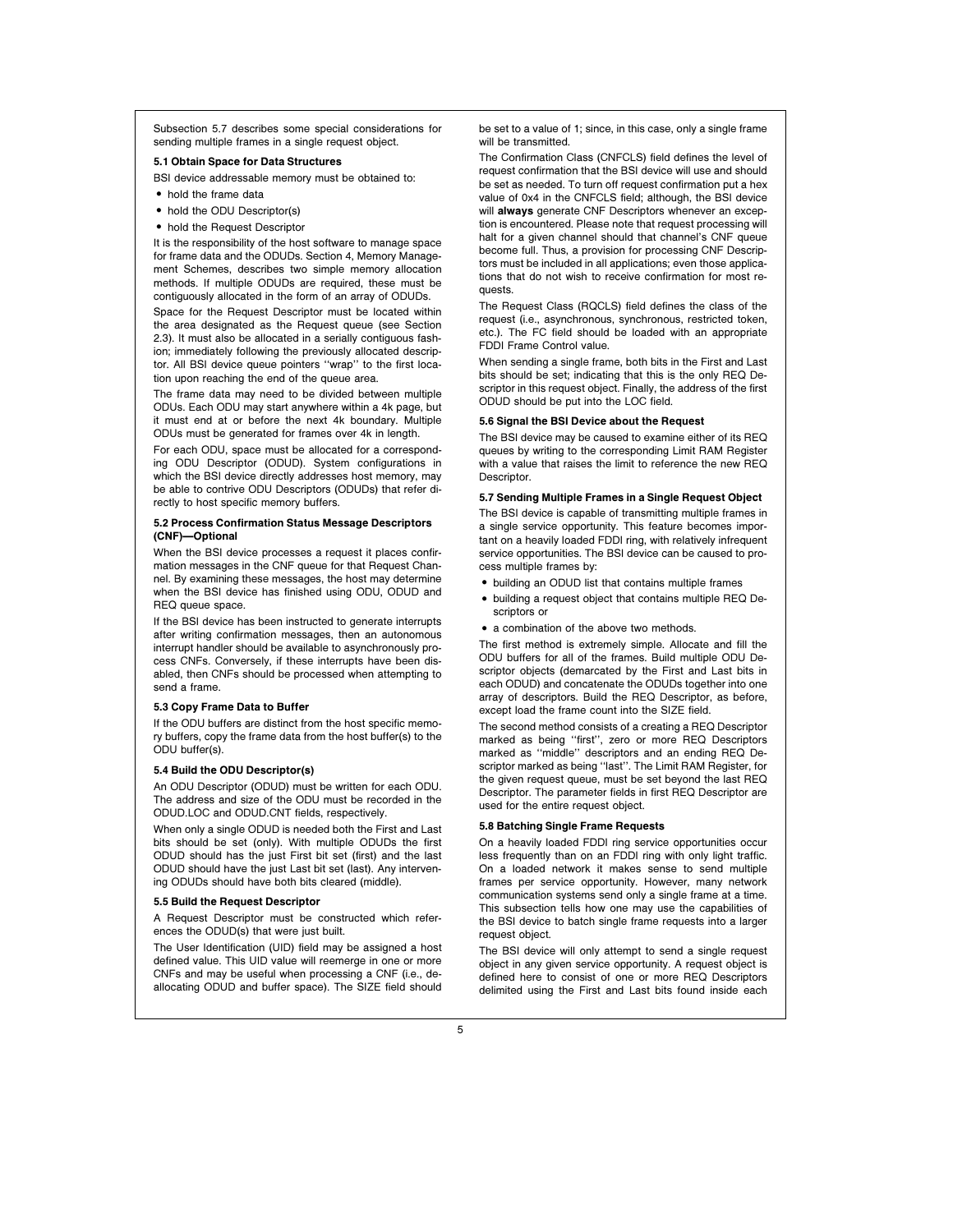Subsection 5.7 describes some special considerations for sending multiple frames in a single request object.

### 5.1 Obtain Space for Data Structures

BSI device addressable memory must be obtained to:

- hold the frame data
- hold the ODU Descriptor(s)
- hold the Request Descriptor

It is the responsibility of the host software to manage space for frame data and the ODUDs. Section 4, Memory Management Schemes, describes two simple memory allocation methods. If multiple ODUDs are required, these must be contiguously allocated in the form of an array of ODUDs.

Space for the Request Descriptor must be located within the area designated as the Request queue (see Section 2.3). It must also be allocated in a serially contiguous fashion; immediately following the previously allocated descriptor. All BSI device queue pointers ''wrap'' to the first location upon reaching the end of the queue area.

The frame data may need to be divided between multiple ODUs. Each ODU may start anywhere within a 4k page, but it must end at or before the next 4k boundary. Multiple ODUs must be generated for frames over 4k in length.

For each ODU, space must be allocated for a corresponding ODU Descriptor (ODUD). System configurations in which the BSI device directly addresses host memory, may be able to contrive ODU Descriptors (ODUDs) that refer directly to host specific memory buffers.

### 5.2 Process Confirmation Status Message Descriptors (CNF)—Optional

When the BSI device processes a request it places confirmation messages in the CNF queue for that Request Channel. By examining these messages, the host may determine when the BSI device has finished using ODU, ODUD and REQ queue space.

If the BSI device has been instructed to generate interrupts after writing confirmation messages, then an autonomous interrupt handler should be available to asynchronously process CNFs. Conversely, if these interrupts have been disabled, then CNFs should be processed when attempting to send a frame.

### 5.3 Copy Frame Data to Buffer

If the ODU buffers are distinct from the host specific memory buffers, copy the frame data from the host buffer(s) to the ODU buffer(s).

### 5.4 Build the ODU Descriptor(s)

An ODU Descriptor (ODUD) must be written for each ODU. The address and size of the ODU must be recorded in the ODUD.LOC and ODUD.CNT fields, respectively.

When only a single ODUD is needed both the First and Last bits should be set (only). With multiple ODUDs the first ODUD should has the just First bit set (first) and the last ODUD should have the just Last bit set (last). Any intervening ODUDs should have both bits cleared (middle).

### 5.5 Build the Request Descriptor

A Request Descriptor must be constructed which references the ODUD(s) that were just built.

The User Identification (UID) field may be assigned a host defined value. This UID value will reemerge in one or more CNFs and may be useful when processing a CNF (i.e., deallocating ODUD and buffer space). The SIZE field should be set to a value of 1; since, in this case, only a single frame will be transmitted.

The Confirmation Class (CNFCLS) field defines the level of request confirmation that the BSI device will use and should be set as needed. To turn off request confirmation put a hex value of 0x4 in the CNFCLS field; although, the BSI device will **always** generate CNF Descriptors whenever an exception is encountered. Please note that request processing will halt for a given channel should that channel's CNF queue become full. Thus, a provision for processing CNF Descriptors must be included in all applications; even those applications that do not wish to receive confirmation for most requests.

The Request Class (RQCLS) field defines the class of the request (i.e., asynchronous, synchronous, restricted token, etc.). The FC field should be loaded with an appropriate FDDI Frame Control value.

When sending a single frame, both bits in the First and Last bits should be set; indicating that this is the only REQ Descriptor in this request object. Finally, the address of the first ODUD should be put into the LOC field.

### 5.6 Signal the BSI Device about the Request

The BSI device may be caused to examine either of its REQ queues by writing to the corresponding Limit RAM Register with a value that raises the limit to reference the new REQ Descriptor.

### 5.7 Sending Multiple Frames in a Single Request Object

The BSI device is capable of transmitting multiple frames in a single service opportunity. This feature becomes important on a heavily loaded FDDI ring, with relatively infrequent service opportunities. The BSI device can be caused to process multiple frames by:

- building an ODUD list that contains multiple frames
- building a request object that contains multiple REQ Descriptors or
- a combination of the above two methods.

The first method is extremely simple. Allocate and fill the ODU buffers for all of the frames. Build multiple ODU Descriptor objects (demarcated by the First and Last bits in each ODUD) and concatenate the ODUDs together into one array of descriptors. Build the REQ Descriptor, as before, except load the frame count into the SIZE field.

The second method consists of a creating a REQ Descriptor marked as being ''first'', zero or more REQ Descriptors marked as ''middle'' descriptors and an ending REQ Descriptor marked as being ''last''. The Limit RAM Register, for the given request queue, must be set beyond the last REQ Descriptor. The parameter fields in first REQ Descriptor are used for the entire request object.

### 5.8 Batching Single Frame Requests

On a heavily loaded FDDI ring service opportunities occur less frequently than on an FDDI ring with only light traffic. On a loaded network it makes sense to send multiple frames per service opportunity. However, many network communication systems send only a single frame at a time. This subsection tells how one may use the capabilities of the BSI device to batch single frame requests into a larger request object.

The BSI device will only attempt to send a single request object in any given service opportunity. A request object is defined here to consist of one or more REQ Descriptors delimited using the First and Last bits found inside each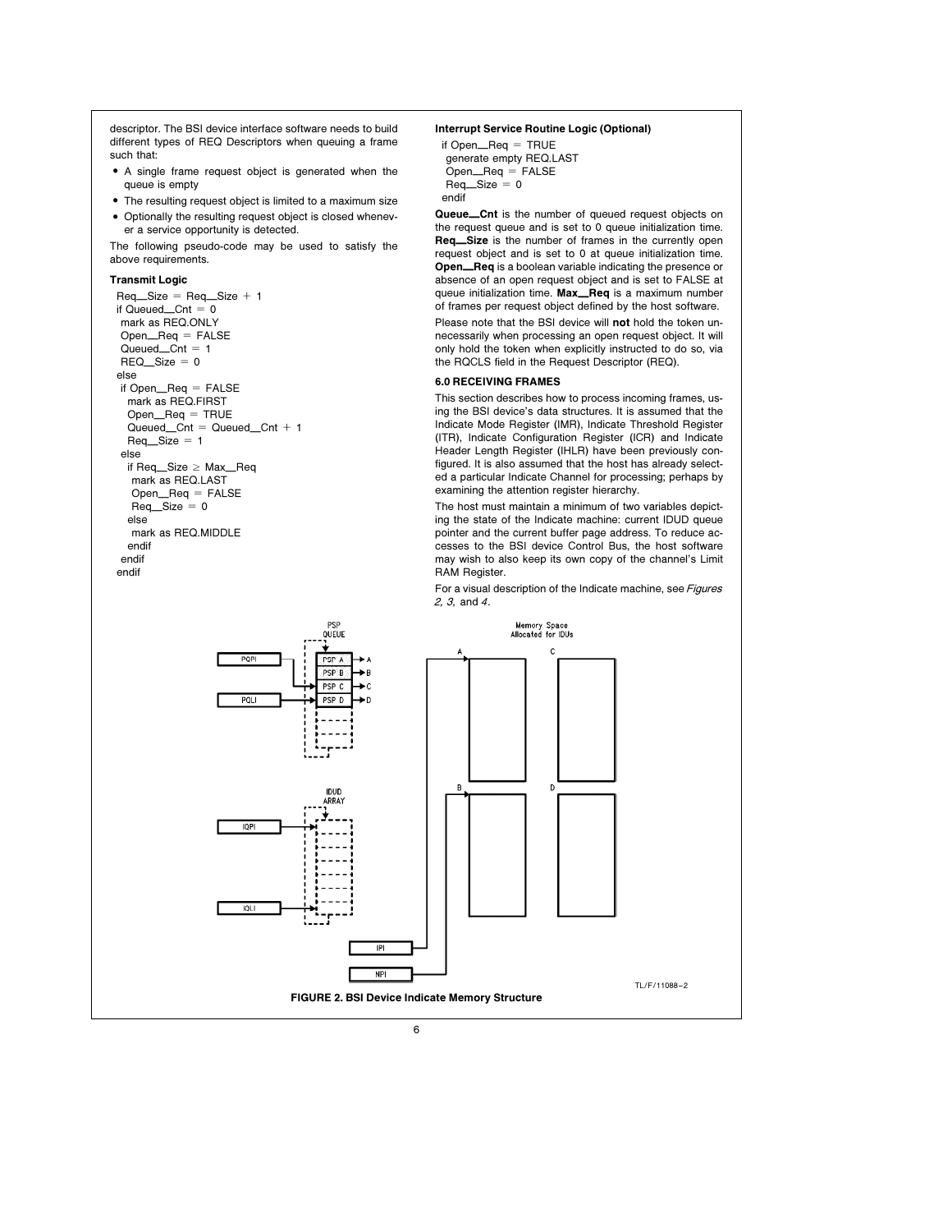descriptor. The BSI device interface software needs to build different types of REQ Descriptors when queuing a frame such that:

- A single frame request object is generated when the queue is empty
- The resulting request object is limited to a maximum size
- Optionally the resulting request object is closed whenever a service opportunity is detected.

The following pseudo-code may be used to satisfy the above requirements.

**Transmit Logic**

```
Req_Size = Req_Size + 1
if Queued_Cnt = 0
  mark as REQ.ONLY
  Open_Req = FALSE
  Queued_Cnt = 1
  REQ_Size = 0
else
  if Open_Req = FALSE
    mark as REQ.FIRST
    Open_Req = TRUE
    Queued_Cnt = Queued_Cnt + 1
    Req_Size = 1
  else
    if Req_Size ≥ Max_Req
      mark as REQ.LAST
      Open_Req = FALSE
      Req_Size = 0
    else
      mark as REQ.MIDDLE
    endif
  endif
endif
```

**Interrupt Service Routine Logic (Optional)**

```
if Open_Req = TRUE
  generate empty REQ.LAST
  Open_Req = FALSE
  Req_Size = 0
endif
```

**Queue_Cnt** is the number of queued request objects on the request queue and is set to 0 queue initialization time. **Req_Size** is the number of frames in the currently open request object and is set to 0 at queue initialization time. **Open_Req** is a boolean variable indicating the presence or absence of an open request object and is set to FALSE at queue initialization time. **Max_Req** is a maximum number of frames per request object defined by the host software.

Please note that the BSI device will **not** hold the token unnecessarily when processing an open request object. It will only hold the token when explicitly instructed to do so, via the RQCLS field in the Request Descriptor (REQ).

## 6.0 RECEIVING FRAMES

This section describes how to process incoming frames, using the BSI device's data structures. It is assumed that the Indicate Mode Register (IMR), Indicate Threshold Register (ITR), Indicate Configuration Register (ICR) and Indicate Header Length Register (IHLR) have been previously configured. It is also assumed that the host has already selected a particular Indicate Channel for processing; perhaps by examining the attention register hierarchy.

The host must maintain a minimum of two variables depicting the state of the Indicate machine: current IDUD queue pointer and the current buffer page address. To reduce accesses to the BSI device Control Bus, the host software may wish to also keep its own copy of the channel's Limit RAM Register.

For a visual description of the Indicate machine, see *Figures 2, 3,* and *4*.

TL/F/11088–2

**FIGURE 2. BSI Device Indicate Memory Structure**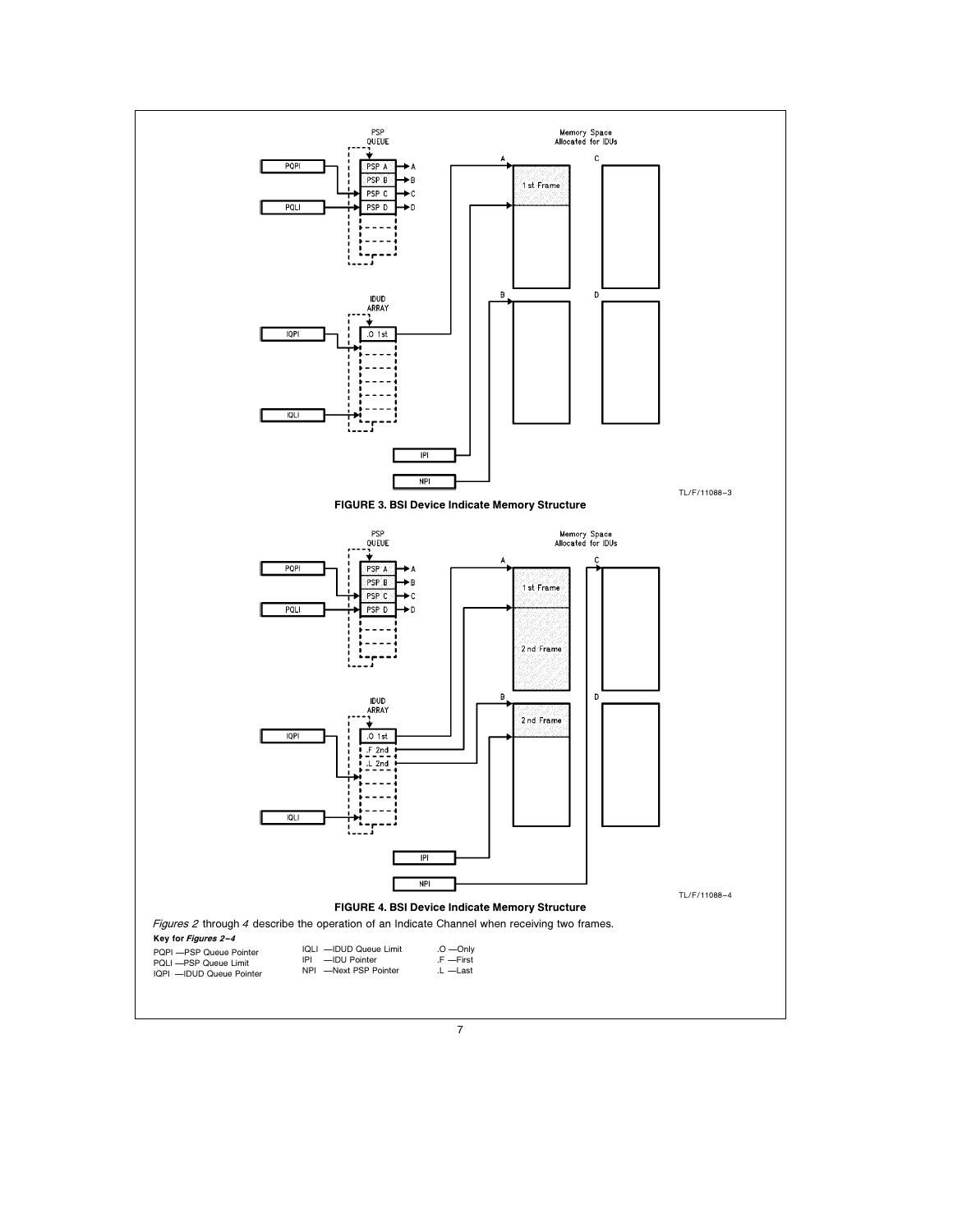PSP QUEUE

Memory Space Allocated for IDUs

PQPI, PQLI, PSP A, PSP B, PSP C, PSP D, A, B, C, D

1st Frame

IDUD ARRAY

IQPI, .O 1st, IQLI

IPI

NPI

TL/F/11088–3

**FIGURE 3. BSI Device Indicate Memory Structure**

PSP QUEUE

Memory Space Allocated for IDUs

PQPI, PQLI, PSP A, PSP B, PSP C, PSP D, A, B, C, D

1st Frame

2nd Frame

2nd Frame

IDUD ARRAY

IQPI, .O 1st, .F 2nd, .L 2nd, IQLI

IPI

NPI

TL/F/11088–4

**FIGURE 4. BSI Device Indicate Memory Structure**

*Figures 2* through *4* describe the operation of an Indicate Channel when receiving two frames.

**Key for *Figures 2–4***

PQPI —PSP Queue Pointer
PQLI —PSP Queue Limit
IQPI —IDUD Queue Pointer
IQLI —IDUD Queue Limit
IPI —IDU Pointer
NPI —Next PSP Pointer
.O —Only
.F —First
.L —Last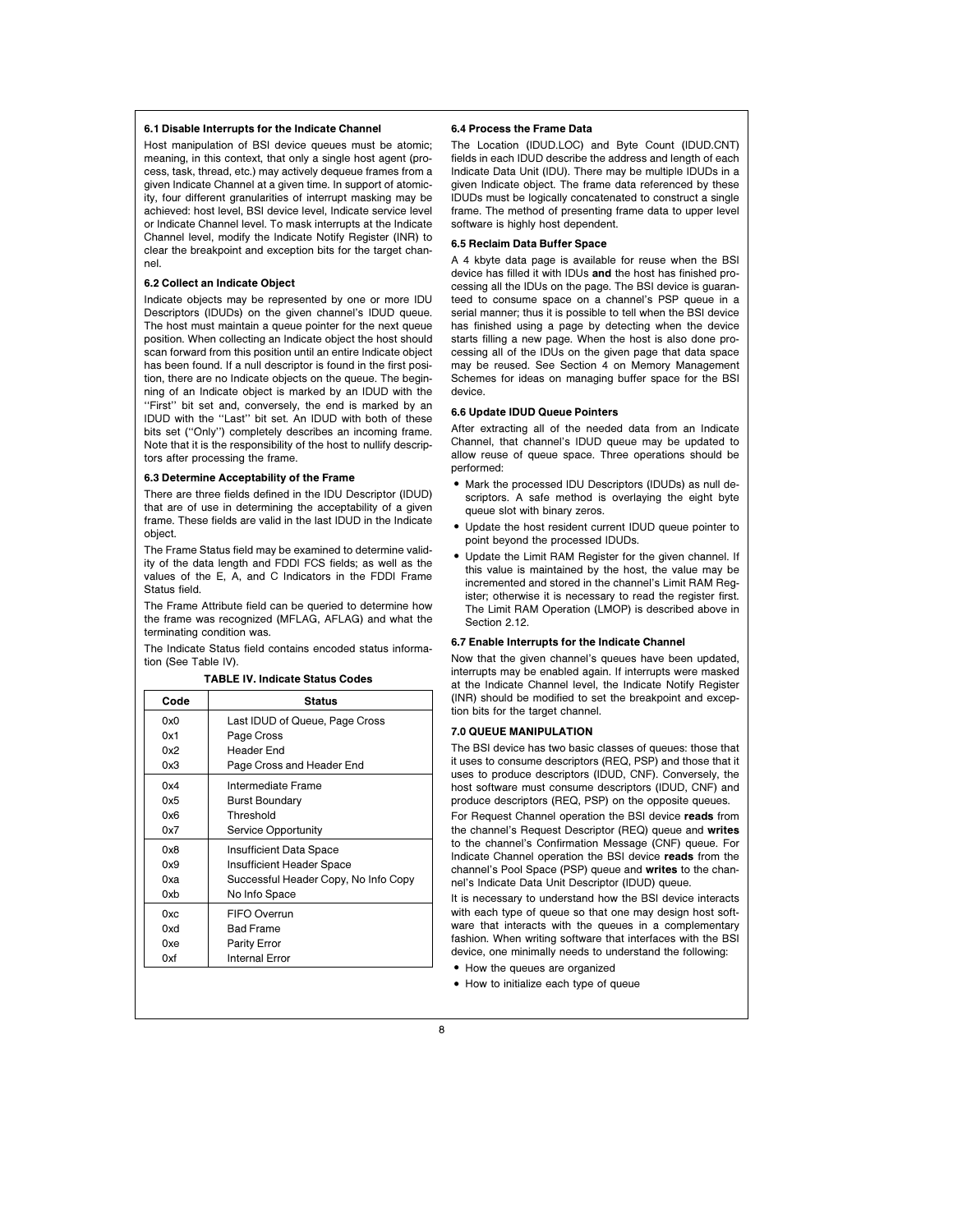### 6.1 Disable Interrupts for the Indicate Channel

Host manipulation of BSI device queues must be atomic; meaning, in this context, that only a single host agent (process, task, thread, etc.) may actively dequeue frames from a given Indicate Channel at a given time. In support of atomicity, four different granularities of interrupt masking may be achieved: host level, BSI device level, Indicate service level or Indicate Channel level. To mask interrupts at the Indicate Channel level, modify the Indicate Notify Register (INR) to clear the breakpoint and exception bits for the target channel.

### 6.2 Collect an Indicate Object

Indicate objects may be represented by one or more IDU Descriptors (IDUDs) on the given channel's IDUD queue. The host must maintain a queue pointer for the next queue position. When collecting an Indicate object the host should scan forward from this position until an entire Indicate object has been found. If a null descriptor is found in the first position, there are no Indicate objects on the queue. The beginning of an Indicate object is marked by an IDUD with the "First" bit set and, conversely, the end is marked by an IDUD with the "Last" bit set. An IDUD with both of these bits set ("Only") completely describes an incoming frame. Note that it is the responsibility of the host to nullify descriptors after processing the frame.

### 6.3 Determine Acceptability of the Frame

There are three fields defined in the IDU Descriptor (IDUD) that are of use in determining the acceptability of a given frame. These fields are valid in the last IDUD in the Indicate object.

The Frame Status field may be examined to determine validity of the data length and FDDI FCS fields; as well as the values of the E, A, and C Indicators in the FDDI Frame Status field.

The Frame Attribute field can be queried to determine how the frame was recognized (MFLAG, AFLAG) and what the terminating condition was.

The Indicate Status field contains encoded status information (See Table IV).

**TABLE IV. Indicate Status Codes**

| Code | Status |
|---|---|
| 0x0 | Last IDUD of Queue, Page Cross |
| 0x1 | Page Cross |
| 0x2 | Header End |
| 0x3 | Page Cross and Header End |
| 0x4 | Intermediate Frame |
| 0x5 | Burst Boundary |
| 0x6 | Threshold |
| 0x7 | Service Opportunity |
| 0x8 | Insufficient Data Space |
| 0x9 | Insufficient Header Space |
| 0xa | Successful Header Copy, No Info Copy |
| 0xb | No Info Space |
| 0xc | FIFO Overrun |
| 0xd | Bad Frame |
| 0xe | Parity Error |
| 0xf | Internal Error |

### 6.4 Process the Frame Data

The Location (IDUD.LOC) and Byte Count (IDUD.CNT) fields in each IDUD describe the address and length of each Indicate Data Unit (IDU). There may be multiple IDUDs in a given Indicate object. The frame data referenced by these IDUDs must be logically concatenated to construct a single frame. The method of presenting frame data to upper level software is highly host dependent.

### 6.5 Reclaim Data Buffer Space

A 4 kbyte data page is available for reuse when the BSI device has filled it with IDUs **and** the host has finished processing all the IDUs on the page. The BSI device is guaranteed to consume space on a channel's PSP queue in a serial manner; thus it is possible to tell when the BSI device has finished using a page by detecting when the device starts filling a new page. When the host is also done processing all of the IDUs on the given page that data space may be reused. See Section 4 on Memory Management Schemes for ideas on managing buffer space for the BSI device.

### 6.6 Update IDUD Queue Pointers

After extracting all of the needed data from an Indicate Channel, that channel's IDUD queue may be updated to allow reuse of queue space. Three operations should be performed:

- Mark the processed IDU Descriptors (IDUDs) as null descriptors. A safe method is overlaying the eight byte queue slot with binary zeros.
- Update the host resident current IDUD queue pointer to point beyond the processed IDUDs.
- Update the Limit RAM Register for the given channel. If this value is maintained by the host, the value may be incremented and stored in the channel's Limit RAM Register; otherwise it is necessary to read the register first. The Limit RAM Operation (LMOP) is described above in Section 2.12.

### 6.7 Enable Interrupts for the Indicate Channel

Now that the given channel's queues have been updated, interrupts may be enabled again. If interrupts were masked at the Indicate Channel level, the Indicate Notify Register (INR) should be modified to set the breakpoint and exception bits for the target channel.

## 7.0 QUEUE MANIPULATION

The BSI device has two basic classes of queues: those that it uses to consume descriptors (REQ, PSP) and those that it uses to produce descriptors (IDUD, CNF). Conversely, the host software must consume descriptors (IDUD, CNF) and produce descriptors (REQ, PSP) on the opposite queues.

For Request Channel operation the BSI device **reads** from the channel's Request Descriptor (REQ) queue and **writes** to the channel's Confirmation Message (CNF) queue. For Indicate Channel operation the BSI device **reads** from the channel's Pool Space (PSP) queue and **writes** to the channel's Indicate Data Unit Descriptor (IDUD) queue.

It is necessary to understand how the BSI device interacts with each type of queue so that one may design host software that interacts with the queues in a complementary fashion. When writing software that interfaces with the BSI device, one minimally needs to understand the following:

- How the queues are organized
- How to initialize each type of queue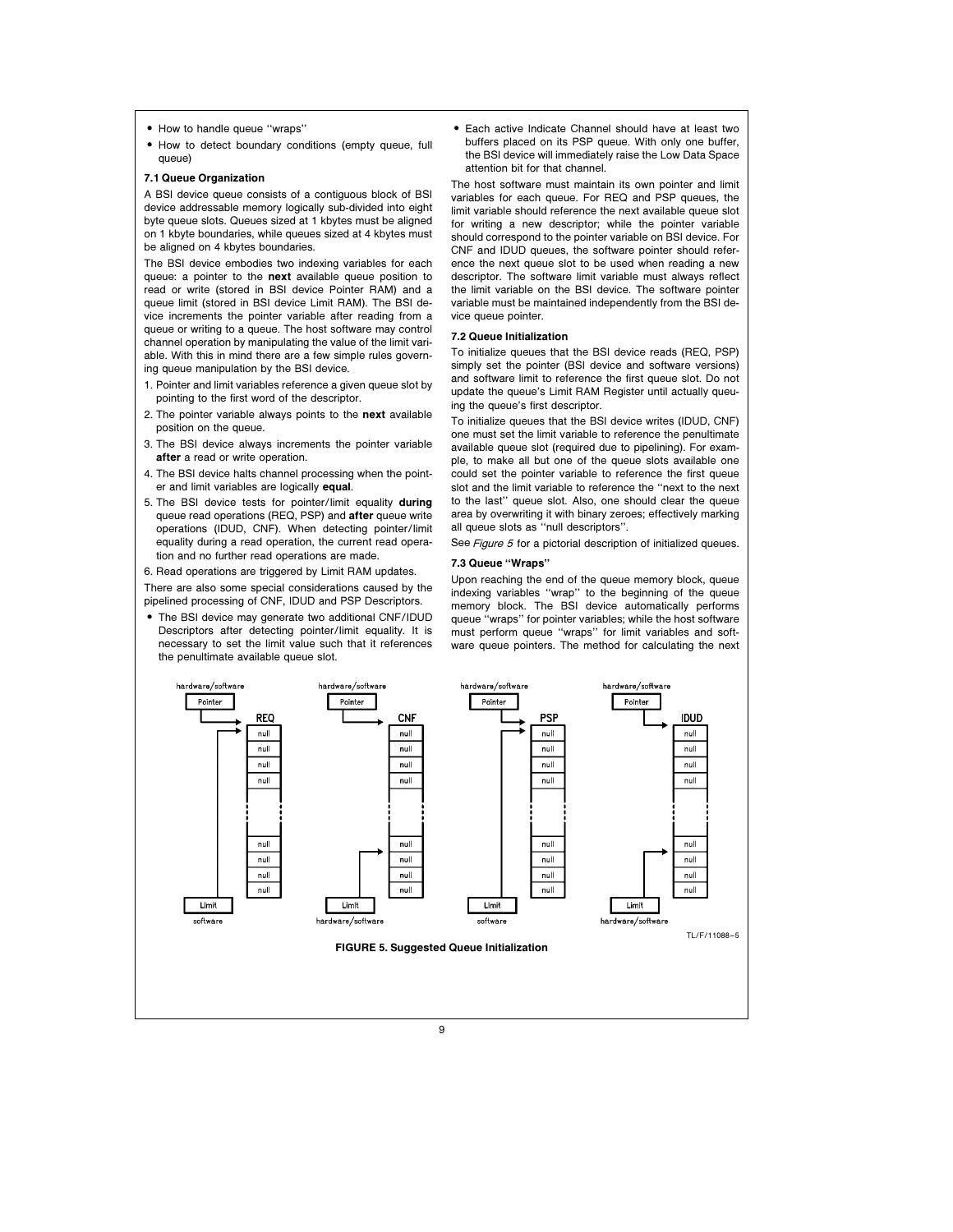- How to handle queue "wraps"
- How to detect boundary conditions (empty queue, full queue)

### 7.1 Queue Organization

A BSI device queue consists of a contiguous block of BSI device addressable memory logically sub-divided into eight byte queue slots. Queues sized at 1 kbytes must be aligned on 1 kbyte boundaries, while queues sized at 4 kbytes must be aligned on 4 kbytes boundaries.

The BSI device embodies two indexing variables for each queue: a pointer to the **next** available queue position to read or write (stored in BSI device Pointer RAM) and a queue limit (stored in BSI device Limit RAM). The BSI device increments the pointer variable after reading from a queue or writing to a queue. The host software may control channel operation by manipulating the value of the limit variable. With this in mind there are a few simple rules governing queue manipulation by the BSI device.

1. Pointer and limit variables reference a given queue slot by pointing to the first word of the descriptor.
2. The pointer variable always points to the **next** available position on the queue.
3. The BSI device always increments the pointer variable **after** a read or write operation.
4. The BSI device halts channel processing when the pointer and limit variables are logically **equal**.
5. The BSI device tests for pointer/limit equality **during** queue read operations (REQ, PSP) and **after** queue write operations (IDUD, CNF). When detecting pointer/limit equality during a read operation, the current read operation and no further read operations are made.
6. Read operations are triggered by Limit RAM updates.

There are also some special considerations caused by the pipelined processing of CNF, IDUD and PSP Descriptors.

- The BSI device may generate two additional CNF/IDUD Descriptors after detecting pointer/limit equality. It is necessary to set the limit value such that it references the penultimate available queue slot.
- Each active Indicate Channel should have at least two buffers placed on its PSP queue. With only one buffer, the BSI device will immediately raise the Low Data Space attention bit for that channel.

The host software must maintain its own pointer and limit variables for each queue. For REQ and PSP queues, the limit variable should reference the next available queue slot for writing a new descriptor; while the pointer variable should correspond to the pointer variable on BSI device. For CNF and IDUD queues, the software pointer should reference the next queue slot to be used when reading a new descriptor. The software limit variable must always reflect the limit variable on the BSI device. The software pointer variable must be maintained independently from the BSI device queue pointer.

### 7.2 Queue Initialization

To initialize queues that the BSI device reads (REQ, PSP) simply set the pointer (BSI device and software versions) and software limit to reference the first queue slot. Do not update the queue's Limit RAM Register until actually queuing the queue's first descriptor.

To initialize queues that the BSI device writes (IDUD, CNF) one must set the limit variable to reference the penultimate available queue slot (required due to pipelining). For example, to make all but one of the queue slots available one could set the pointer variable to reference the first queue slot and the limit variable to reference the "next to the last" queue slot. Also, one should clear the queue area by overwriting it with binary zeroes; effectively marking all queue slots as "null descriptors".

See *Figure 5* for a pictorial description of initialized queues.

### 7.3 Queue "Wraps"

Upon reaching the end of the queue memory block, queue indexing variables "wrap" to the beginning of the queue memory block. The BSI device automatically performs queue "wraps" for pointer variables; while the host software must perform queue "wraps" for limit variables and software queue pointers. The method for calculating the next

TL/F/11088–5

**FIGURE 5. Suggested Queue Initialization**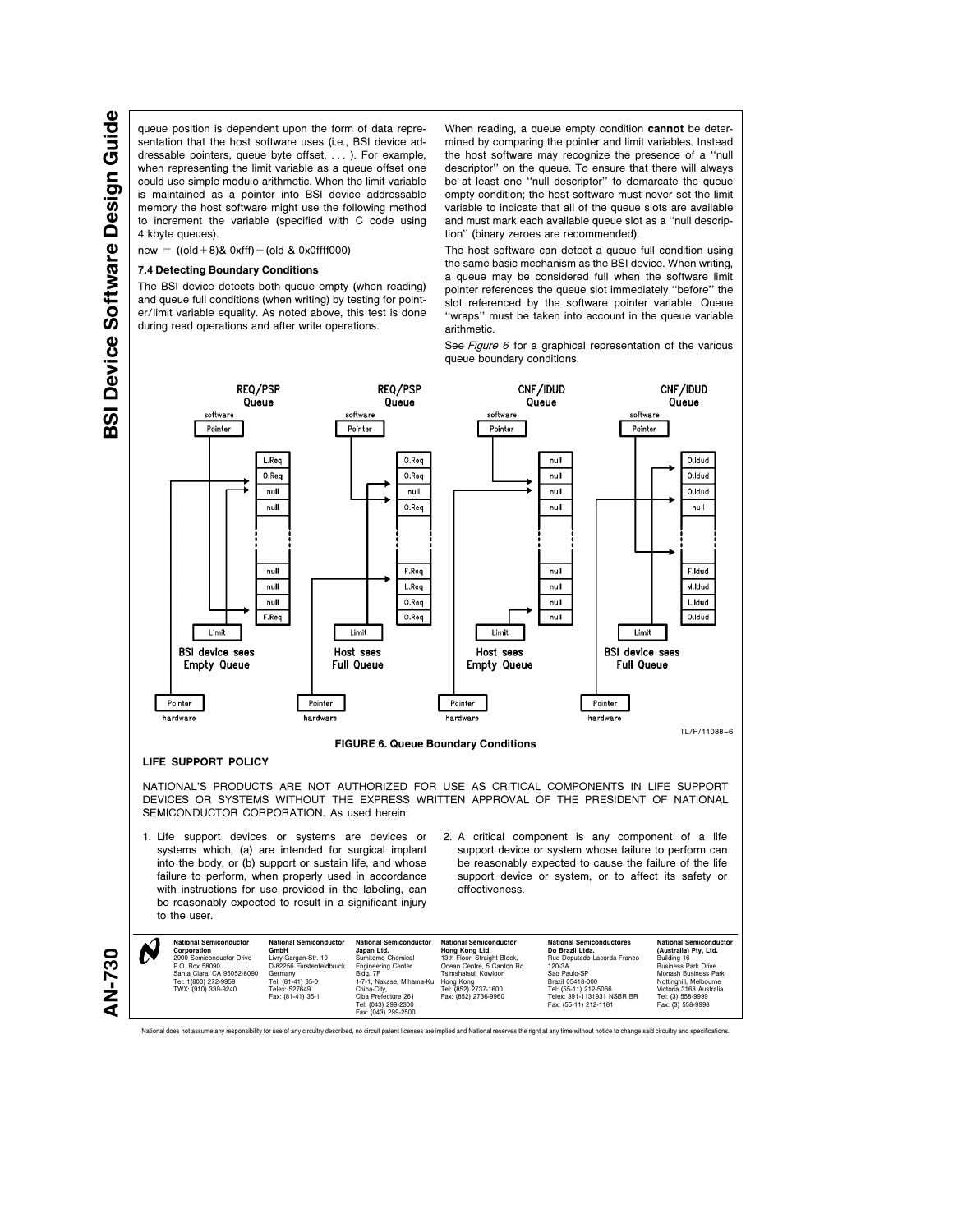queue position is dependent upon the form of data representation that the host software uses (i.e., BSI device addressable pointers, queue byte offset, . . . ). For example, when representing the limit variable as a queue offset one could use simple modulo arithmetic. When the limit variable is maintained as a pointer into BSI device addressable memory the host software might use the following method to increment the variable (specified with C code using 4 kbyte queues).

```
new = ((old+8)& 0xfff)+(old & 0x0ffff000)
```

### 7.4 Detecting Boundary Conditions

The BSI device detects both queue empty (when reading) and queue full conditions (when writing) by testing for pointer/limit variable equality. As noted above, this test is done during read operations and after write operations.

When reading, a queue empty condition **cannot** be determined by comparing the pointer and limit variables. Instead the host software may recognize the presence of a "null descriptor" on the queue. To ensure that there will always be at least one "null descriptor" to demarcate the queue empty condition; the host software must never set the limit variable to indicate that all of the queue slots are available and must mark each available queue slot as a "null descriptor" (binary zeroes are recommended).

The host software can detect a queue full condition using the same basic mechanism as the BSI device. When writing, a queue may be considered full when the software limit pointer references the queue slot immediately "before" the slot referenced by the software pointer variable. Queue "wraps" must be taken into account in the queue variable arithmetic.

See *Figure 6* for a graphical representation of the various queue boundary conditions.

REQ/PSP Queue
software Pointer
L.Req
O.Req
null
null
null
null
null
F.Req
Limit
BSI device sees Empty Queue
Pointer hardware

REQ/PSP Queue
software Pointer
O.Req
O.Req
null
O.Req
F.Req
L.Req
O.Req
O.Req
Limit
Host sees Full Queue
Pointer hardware

CNF/IDUD Queue
software Pointer
null
null
null
null
null
null
null
null
Limit
Host sees Empty Queue
Pointer hardware

CNF/IDUD Queue
software Pointer
O.Idud
O.Idud
O.Idud
null
F.Idud
M.Idud
L.Idud
O.Idud
Limit
BSI device sees Full Queue
Pointer hardware

TL/F/11088–6

**FIGURE 6. Queue Boundary Conditions**

**LIFE SUPPORT POLICY**

NATIONAL'S PRODUCTS ARE NOT AUTHORIZED FOR USE AS CRITICAL COMPONENTS IN LIFE SUPPORT DEVICES OR SYSTEMS WITHOUT THE EXPRESS WRITTEN APPROVAL OF THE PRESIDENT OF NATIONAL SEMICONDUCTOR CORPORATION. As used herein:

1. Life support devices or systems are devices or systems which, (a) are intended for surgical implant into the body, or (b) support or sustain life, and whose failure to perform, when properly used in accordance with instructions for use provided in the labeling, can be reasonably expected to result in a significant injury to the user.

2. A critical component is any component of a life support device or system whose failure to perform can be reasonably expected to cause the failure of the life support device or system, or to affect its safety or effectiveness.

**National Semiconductor Corporation**
2900 Semiconductor Drive
P.O. Box 58090
Santa Clara, CA 95052-8090
Tel: 1(800) 272-9959
TWX: (910) 339-9240

**National Semiconductor GmbH**
Livry-Gargan-Str. 10
D-82256 Fürstenfeldbruck
Germany
Tel: (81-41) 35-0
Telex: 527649
Fax: (81-41) 35-1

**National Semiconductor Japan Ltd.**
Sumitomo Chemical Engineering Center
Bldg. 7F
1-7-1, Nakase, Mihama-Ku
Chiba-City,
Ciba Prefecture 261
Tel: (043) 299-2300
Fax: (043) 299-2500

**National Semiconductor Hong Kong Ltd.**
13th Floor, Straight Block,
Ocean Centre, 5 Canton Rd.
Tsimshatsui, Kowloon
Hong Kong
Tel: (852) 2737-1600
Fax: (852) 2736-9960

**National Semiconductores Do Brazil Ltda.**
Rue Deputado Lacorda Franco
120-3A
Sao Paulo-SP
Brazil 05418-000
Tel: (55-11) 212-5066
Telex: 391-1131931 NSBR BR
Fax: (55-11) 212-1181

**National Semiconductor (Australia) Pty, Ltd.**
Building 16
Business Park Drive
Monash Business Park
Nottinghill, Melbourne
Victoria 3168 Australia
Tel: (3) 558-9999
Fax: (3) 558-9998

National does not assume any responsibility for use of any circuitry described, no circuit patent licenses are implied and National reserves the right at any time without notice to change said circuitry and specifications.